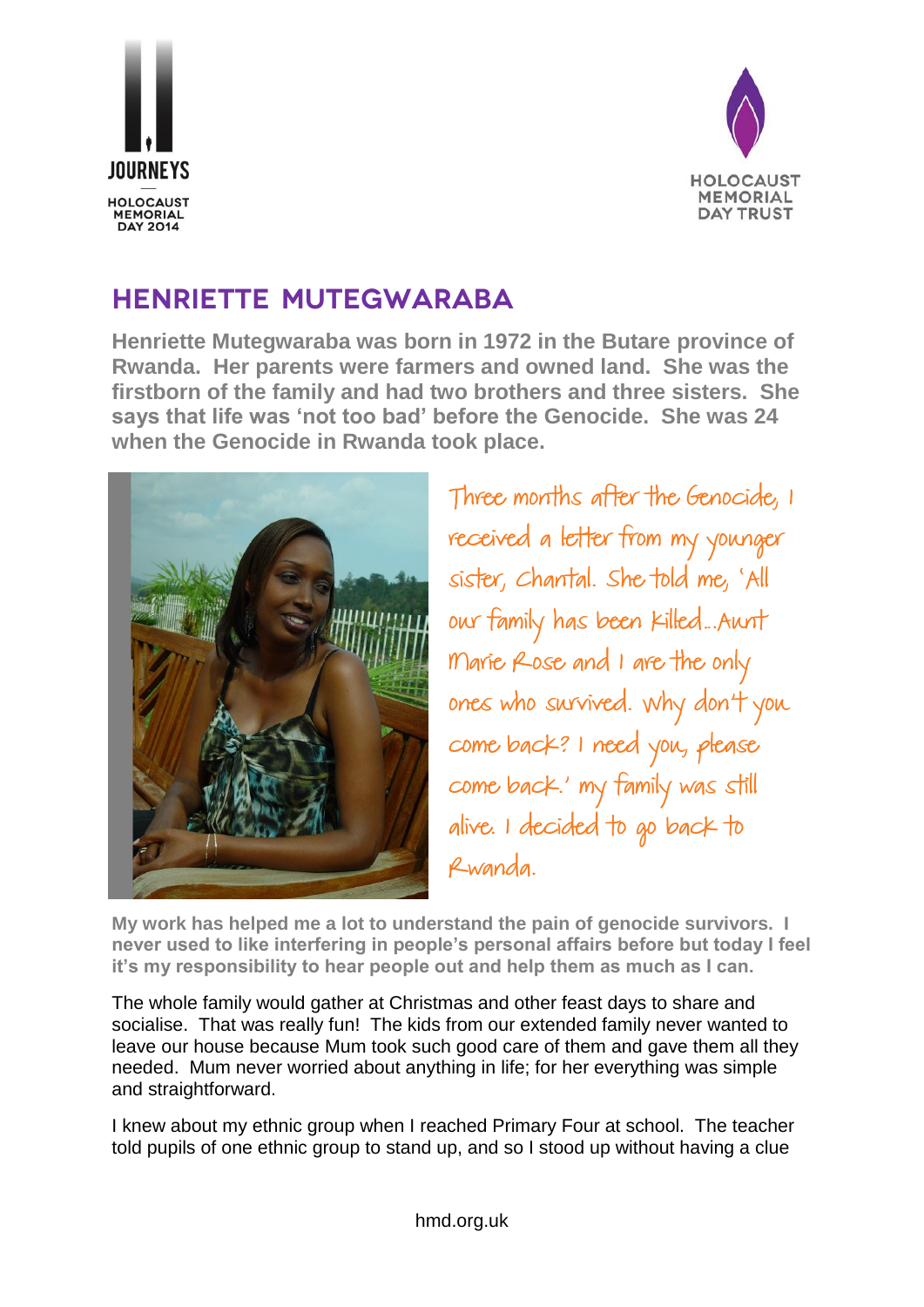# HENRIETTE MUTEGWARABA

**Henriette Mutegwaraba was born in 1972 in the Butare province of Rwanda. Her parents were farmers and owned land. She was the firstborn of the family and had two brothers and three sisters. She says that life was 'not too bad' before the Genocide. She was 24 when the Genocide in Rwanda took place.**

*Three months after the Genocide, I received a letter from my younger sister, Chantal. She told me, 'All our family has been killed…Aunt Marie Rose and I are the only ones who survived. Why don't you come back? I need you, please come back.' My family was still alive. I decided to go back to Rwanda.*

**My work has helped me a lot to understand the pain of genocide survivors. I never used to like interfering in people's personal affairs before but today I feel it's my responsibility to hear people out and help them as much as I can.**

The whole family would gather at Christmas and other feast days to share and socialise. That was really fun! The kids from our extended family never wanted to leave our house because Mum took such good care of them and gave them all they needed. Mum never worried about anything in life; for her everything was simple and straightforward.

I knew about my ethnic group when I reached Primary Four at school. The teacher told pupils of one ethnic group to stand up, and so I stood up without having a clue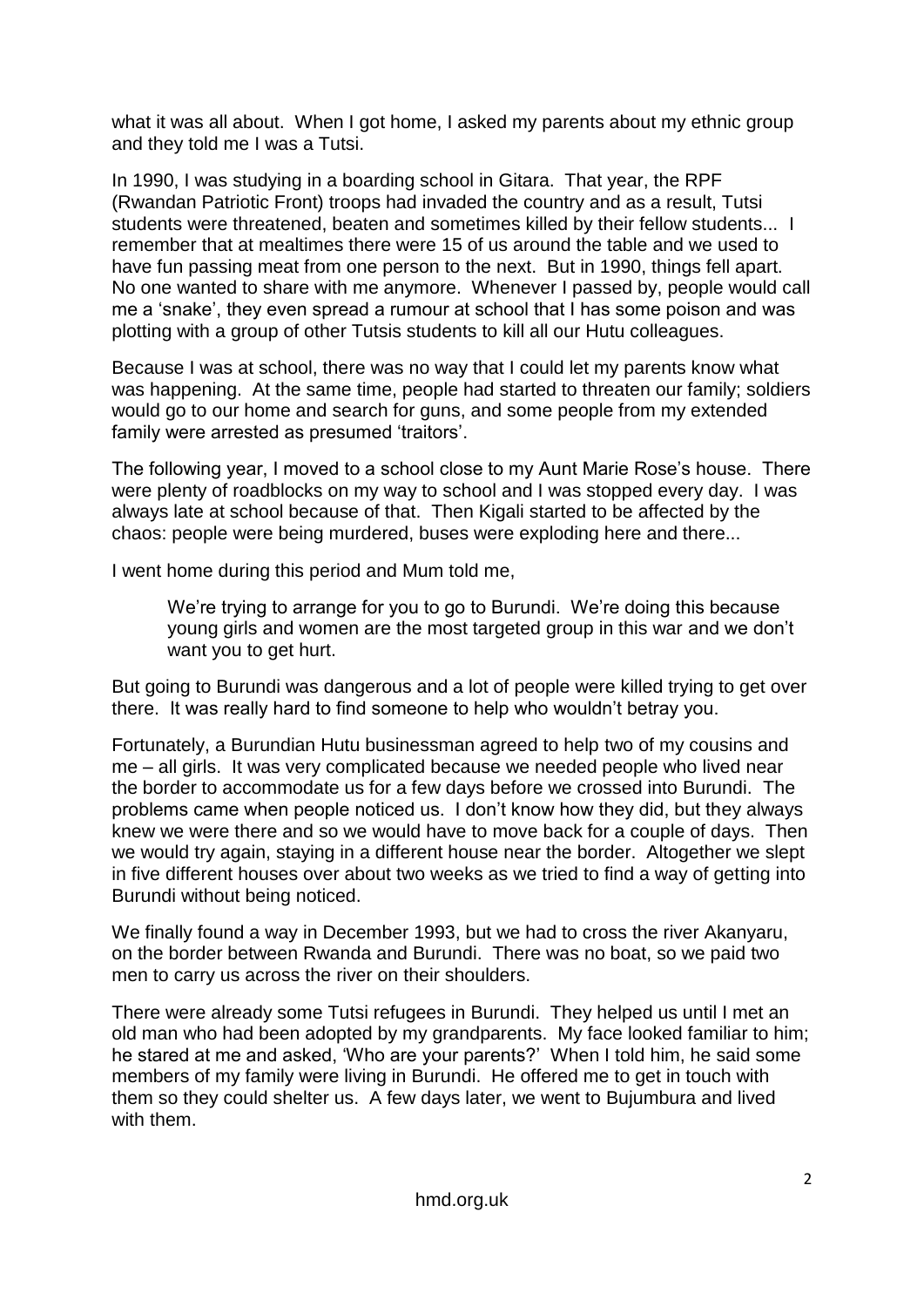what it was all about. When I got home, I asked my parents about my ethnic group and they told me I was a Tutsi.

In 1990, I was studying in a boarding school in Gitara. That year, the RPF (Rwandan Patriotic Front) troops had invaded the country and as a result, Tutsi students were threatened, beaten and sometimes killed by their fellow students... I remember that at mealtimes there were 15 of us around the table and we used to have fun passing meat from one person to the next. But in 1990, things fell apart. No one wanted to share with me anymore. Whenever I passed by, people would call me a 'snake', they even spread a rumour at school that I has some poison and was plotting with a group of other Tutsis students to kill all our Hutu colleagues.

Because I was at school, there was no way that I could let my parents know what was happening. At the same time, people had started to threaten our family; soldiers would go to our home and search for guns, and some people from my extended family were arrested as presumed 'traitors'.

The following year, I moved to a school close to my Aunt Marie Rose's house. There were plenty of roadblocks on my way to school and I was stopped every day. I was always late at school because of that. Then Kigali started to be affected by the chaos: people were being murdered, buses were exploding here and there...

I went home during this period and Mum told me,

> We're trying to arrange for you to go to Burundi. We're doing this because young girls and women are the most targeted group in this war and we don't want you to get hurt.

But going to Burundi was dangerous and a lot of people were killed trying to get over there. It was really hard to find someone to help who wouldn't betray you.

Fortunately, a Burundian Hutu businessman agreed to help two of my cousins and me – all girls. It was very complicated because we needed people who lived near the border to accommodate us for a few days before we crossed into Burundi. The problems came when people noticed us. I don't know how they did, but they always knew we were there and so we would have to move back for a couple of days. Then we would try again, staying in a different house near the border. Altogether we slept in five different houses over about two weeks as we tried to find a way of getting into Burundi without being noticed.

We finally found a way in December 1993, but we had to cross the river Akanyaru, on the border between Rwanda and Burundi. There was no boat, so we paid two men to carry us across the river on their shoulders.

There were already some Tutsi refugees in Burundi. They helped us until I met an old man who had been adopted by my grandparents. My face looked familiar to him; he stared at me and asked, 'Who are your parents?' When I told him, he said some members of my family were living in Burundi. He offered me to get in touch with them so they could shelter us. A few days later, we went to Bujumbura and lived with them.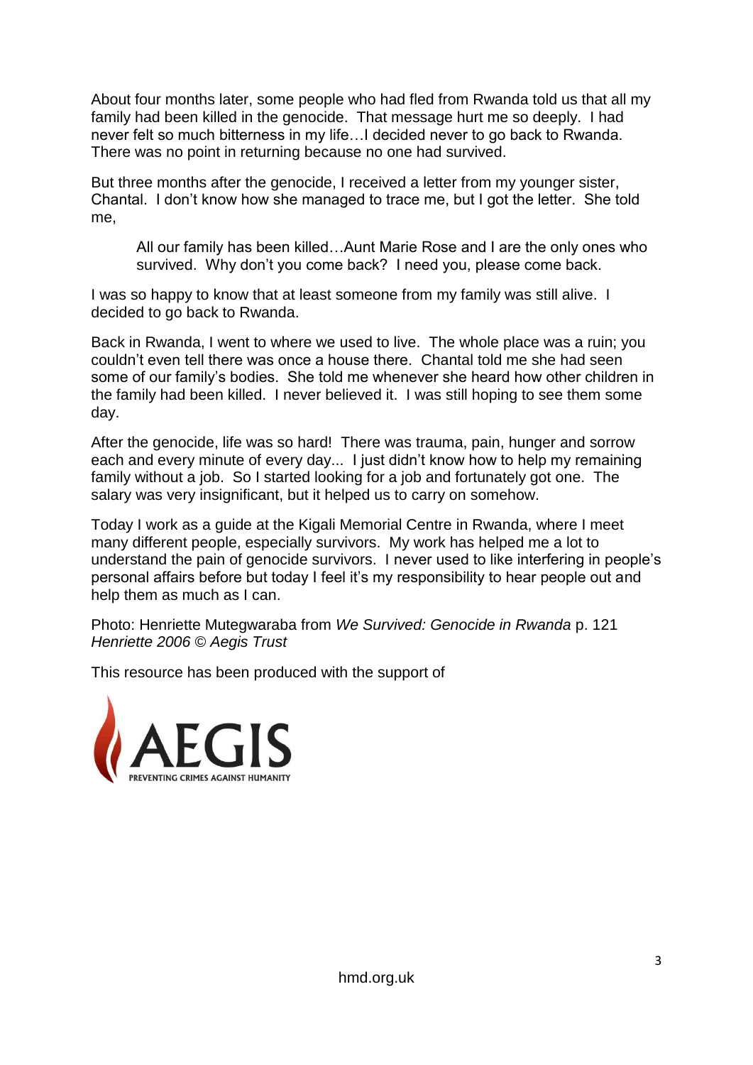About four months later, some people who had fled from Rwanda told us that all my family had been killed in the genocide. That message hurt me so deeply. I had never felt so much bitterness in my life…I decided never to go back to Rwanda. There was no point in returning because no one had survived.

But three months after the genocide, I received a letter from my younger sister, Chantal. I don't know how she managed to trace me, but I got the letter. She told me,

> All our family has been killed…Aunt Marie Rose and I are the only ones who survived. Why don't you come back? I need you, please come back.

I was so happy to know that at least someone from my family was still alive. I decided to go back to Rwanda.

Back in Rwanda, I went to where we used to live. The whole place was a ruin; you couldn't even tell there was once a house there. Chantal told me she had seen some of our family's bodies. She told me whenever she heard how other children in the family had been killed. I never believed it. I was still hoping to see them some day.

After the genocide, life was so hard! There was trauma, pain, hunger and sorrow each and every minute of every day... I just didn't know how to help my remaining family without a job. So I started looking for a job and fortunately got one. The salary was very insignificant, but it helped us to carry on somehow.

Today I work as a guide at the Kigali Memorial Centre in Rwanda, where I meet many different people, especially survivors. My work has helped me a lot to understand the pain of genocide survivors. I never used to like interfering in people's personal affairs before but today I feel it's my responsibility to hear people out and help them as much as I can.

Photo: Henriette Mutegwaraba from *We Survived: Genocide in Rwanda* p. 121
*Henriette 2006 © Aegis Trust*

This resource has been produced with the support of

AEGIS
PREVENTING CRIMES AGAINST HUMANITY

hmd.org.uk